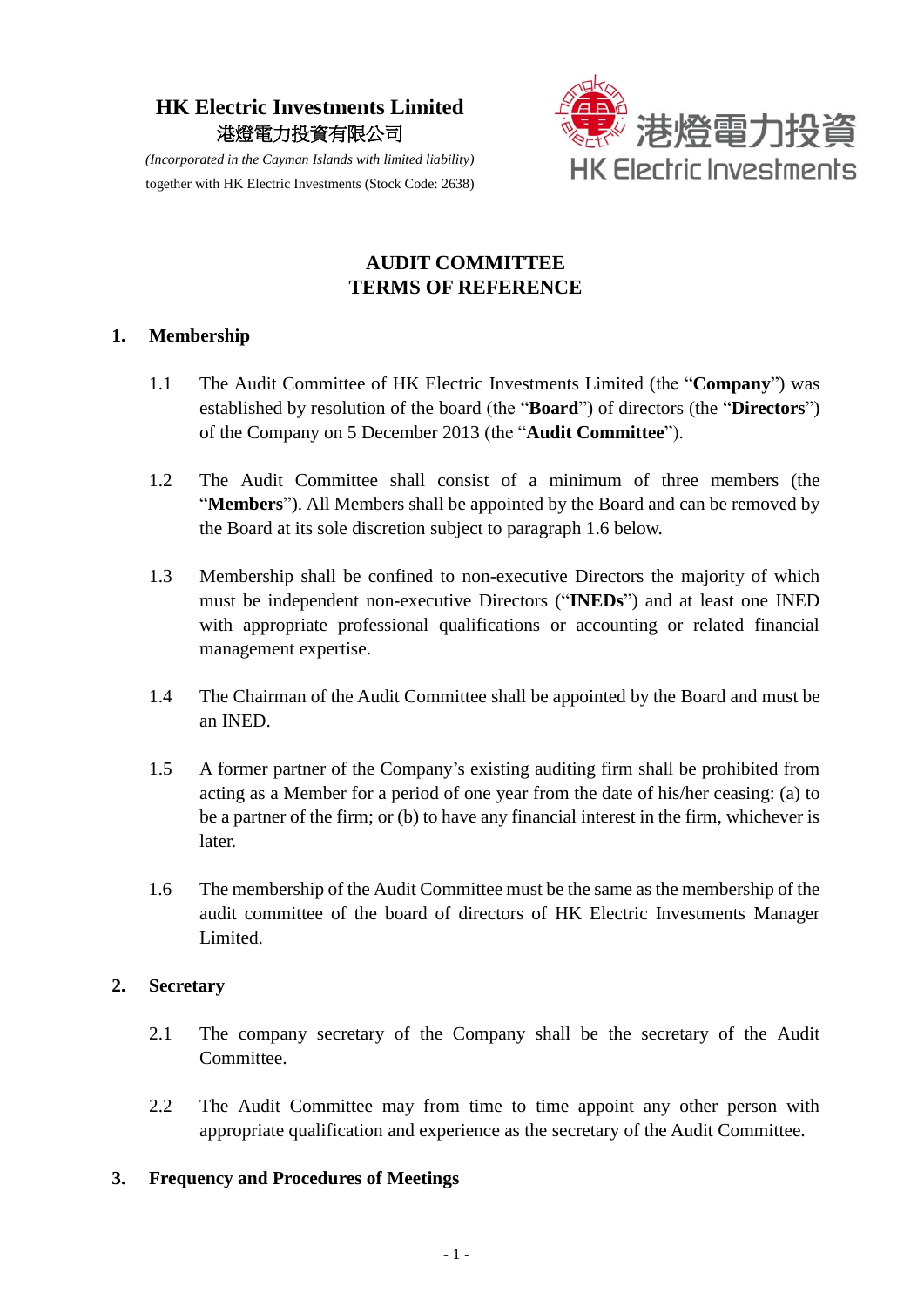**HK Electric Investments Limited**
港燈電力投資有限公司
*(Incorporated in the Cayman Islands with limited liability)*
together with HK Electric Investments (Stock Code: 2638)

港燈電力投資
HK Electric Investments

# AUDIT COMMITTEE
# TERMS OF REFERENCE

## 1. Membership

1.1 The Audit Committee of HK Electric Investments Limited (the "**Company**") was established by resolution of the board (the "**Board**") of directors (the "**Directors**") of the Company on 5 December 2013 (the "**Audit Committee**").

1.2 The Audit Committee shall consist of a minimum of three members (the "**Members**"). All Members shall be appointed by the Board and can be removed by the Board at its sole discretion subject to paragraph 1.6 below.

1.3 Membership shall be confined to non-executive Directors the majority of which must be independent non-executive Directors ("**INEDs**") and at least one INED with appropriate professional qualifications or accounting or related financial management expertise.

1.4 The Chairman of the Audit Committee shall be appointed by the Board and must be an INED.

1.5 A former partner of the Company's existing auditing firm shall be prohibited from acting as a Member for a period of one year from the date of his/her ceasing: (a) to be a partner of the firm; or (b) to have any financial interest in the firm, whichever is later.

1.6 The membership of the Audit Committee must be the same as the membership of the audit committee of the board of directors of HK Electric Investments Manager Limited.

## 2. Secretary

2.1 The company secretary of the Company shall be the secretary of the Audit Committee.

2.2 The Audit Committee may from time to time appoint any other person with appropriate qualification and experience as the secretary of the Audit Committee.

## 3. Frequency and Procedures of Meetings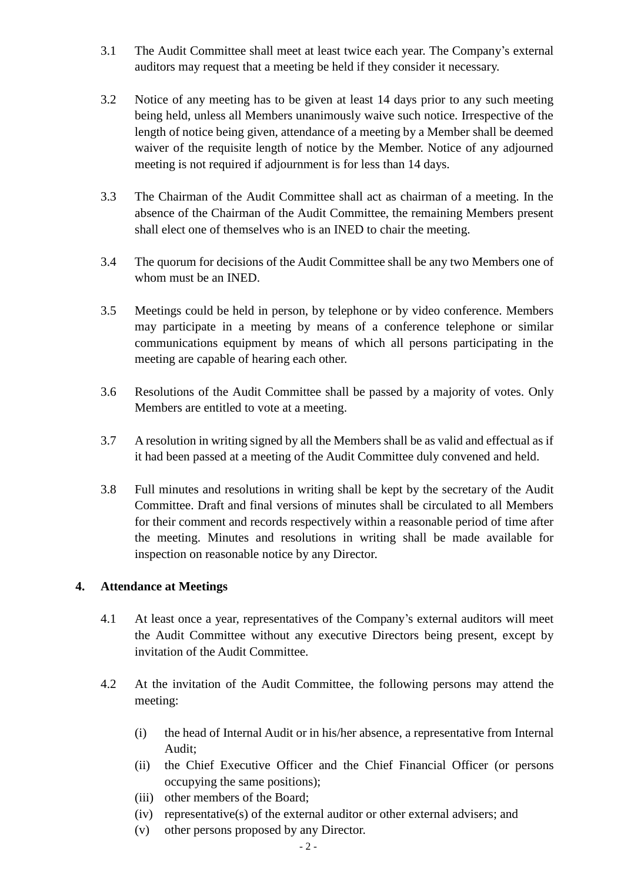3.1 The Audit Committee shall meet at least twice each year. The Company's external auditors may request that a meeting be held if they consider it necessary.

3.2 Notice of any meeting has to be given at least 14 days prior to any such meeting being held, unless all Members unanimously waive such notice. Irrespective of the length of notice being given, attendance of a meeting by a Member shall be deemed waiver of the requisite length of notice by the Member. Notice of any adjourned meeting is not required if adjournment is for less than 14 days.

3.3 The Chairman of the Audit Committee shall act as chairman of a meeting. In the absence of the Chairman of the Audit Committee, the remaining Members present shall elect one of themselves who is an INED to chair the meeting.

3.4 The quorum for decisions of the Audit Committee shall be any two Members one of whom must be an INED.

3.5 Meetings could be held in person, by telephone or by video conference. Members may participate in a meeting by means of a conference telephone or similar communications equipment by means of which all persons participating in the meeting are capable of hearing each other.

3.6 Resolutions of the Audit Committee shall be passed by a majority of votes. Only Members are entitled to vote at a meeting.

3.7 A resolution in writing signed by all the Members shall be as valid and effectual as if it had been passed at a meeting of the Audit Committee duly convened and held.

3.8 Full minutes and resolutions in writing shall be kept by the secretary of the Audit Committee. Draft and final versions of minutes shall be circulated to all Members for their comment and records respectively within a reasonable period of time after the meeting. Minutes and resolutions in writing shall be made available for inspection on reasonable notice by any Director.

## 4. Attendance at Meetings

4.1 At least once a year, representatives of the Company's external auditors will meet the Audit Committee without any executive Directors being present, except by invitation of the Audit Committee.

4.2 At the invitation of the Audit Committee, the following persons may attend the meeting:

(i) the head of Internal Audit or in his/her absence, a representative from Internal Audit;
(ii) the Chief Executive Officer and the Chief Financial Officer (or persons occupying the same positions);
(iii) other members of the Board;
(iv) representative(s) of the external auditor or other external advisers; and
(v) other persons proposed by any Director.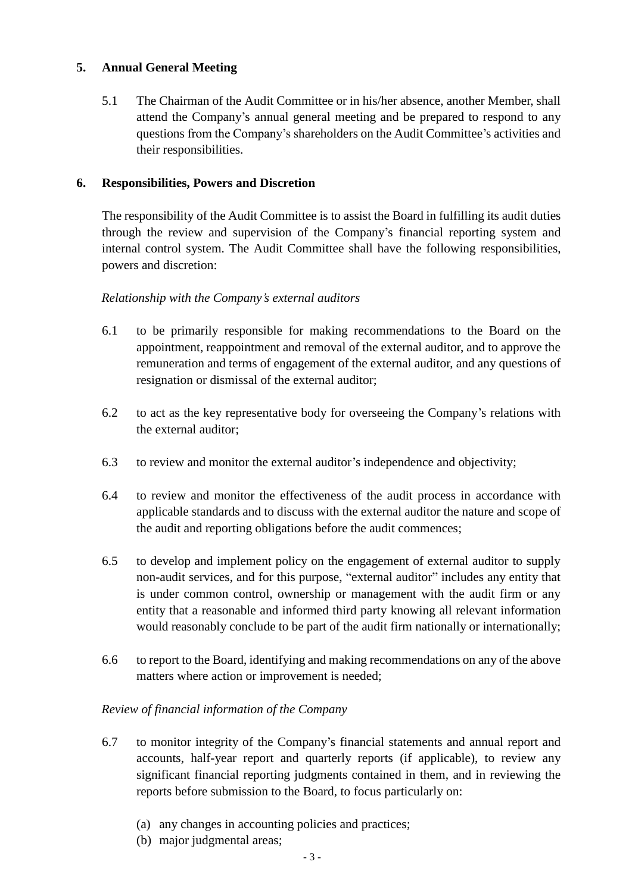## 5. Annual General Meeting

5.1 The Chairman of the Audit Committee or in his/her absence, another Member, shall attend the Company's annual general meeting and be prepared to respond to any questions from the Company's shareholders on the Audit Committee's activities and their responsibilities.

## 6. Responsibilities, Powers and Discretion

The responsibility of the Audit Committee is to assist the Board in fulfilling its audit duties through the review and supervision of the Company's financial reporting system and internal control system. The Audit Committee shall have the following responsibilities, powers and discretion:

*Relationship with the Company's external auditors*

6.1 to be primarily responsible for making recommendations to the Board on the appointment, reappointment and removal of the external auditor, and to approve the remuneration and terms of engagement of the external auditor, and any questions of resignation or dismissal of the external auditor;

6.2 to act as the key representative body for overseeing the Company's relations with the external auditor;

6.3 to review and monitor the external auditor's independence and objectivity;

6.4 to review and monitor the effectiveness of the audit process in accordance with applicable standards and to discuss with the external auditor the nature and scope of the audit and reporting obligations before the audit commences;

6.5 to develop and implement policy on the engagement of external auditor to supply non-audit services, and for this purpose, "external auditor" includes any entity that is under common control, ownership or management with the audit firm or any entity that a reasonable and informed third party knowing all relevant information would reasonably conclude to be part of the audit firm nationally or internationally;

6.6 to report to the Board, identifying and making recommendations on any of the above matters where action or improvement is needed;

*Review of financial information of the Company*

6.7 to monitor integrity of the Company's financial statements and annual report and accounts, half-year report and quarterly reports (if applicable), to review any significant financial reporting judgments contained in them, and in reviewing the reports before submission to the Board, to focus particularly on:

(a) any changes in accounting policies and practices;
(b) major judgmental areas;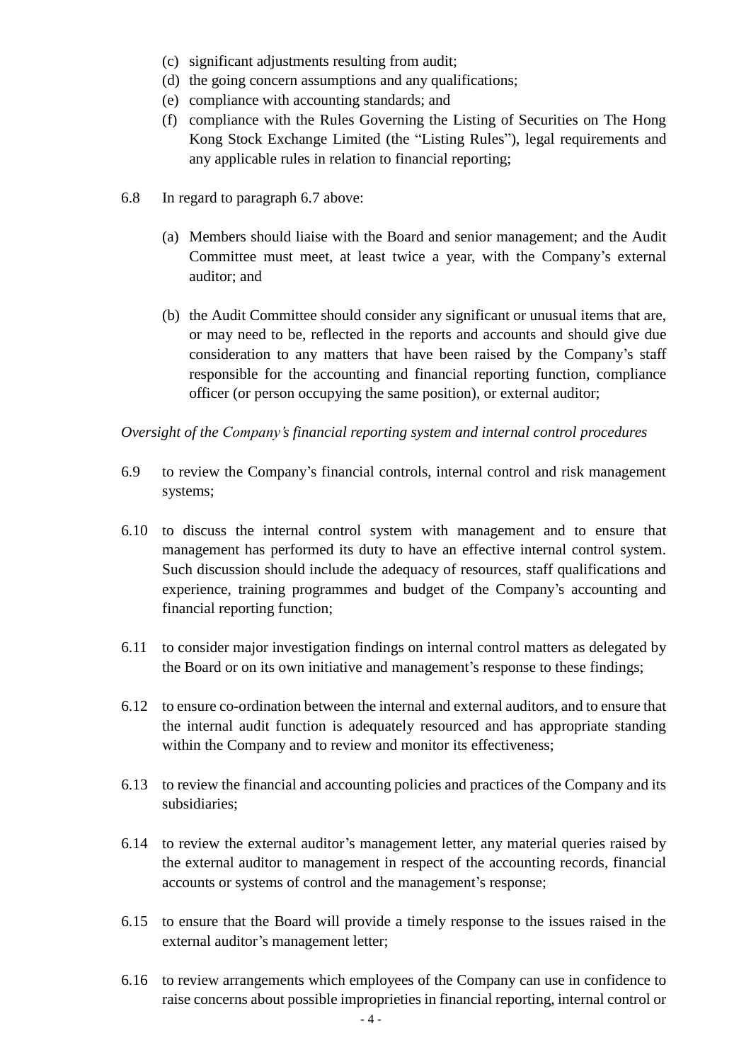(c) significant adjustments resulting from audit;
(d) the going concern assumptions and any qualifications;
(e) compliance with accounting standards; and
(f) compliance with the Rules Governing the Listing of Securities on The Hong Kong Stock Exchange Limited (the "Listing Rules"), legal requirements and any applicable rules in relation to financial reporting;

6.8 In regard to paragraph 6.7 above:

(a) Members should liaise with the Board and senior management; and the Audit Committee must meet, at least twice a year, with the Company's external auditor; and

(b) the Audit Committee should consider any significant or unusual items that are, or may need to be, reflected in the reports and accounts and should give due consideration to any matters that have been raised by the Company's staff responsible for the accounting and financial reporting function, compliance officer (or person occupying the same position), or external auditor;

*Oversight of the Company's financial reporting system and internal control procedures*

6.9 to review the Company's financial controls, internal control and risk management systems;

6.10 to discuss the internal control system with management and to ensure that management has performed its duty to have an effective internal control system. Such discussion should include the adequacy of resources, staff qualifications and experience, training programmes and budget of the Company's accounting and financial reporting function;

6.11 to consider major investigation findings on internal control matters as delegated by the Board or on its own initiative and management's response to these findings;

6.12 to ensure co-ordination between the internal and external auditors, and to ensure that the internal audit function is adequately resourced and has appropriate standing within the Company and to review and monitor its effectiveness;

6.13 to review the financial and accounting policies and practices of the Company and its subsidiaries;

6.14 to review the external auditor's management letter, any material queries raised by the external auditor to management in respect of the accounting records, financial accounts or systems of control and the management's response;

6.15 to ensure that the Board will provide a timely response to the issues raised in the external auditor's management letter;

6.16 to review arrangements which employees of the Company can use in confidence to raise concerns about possible improprieties in financial reporting, internal control or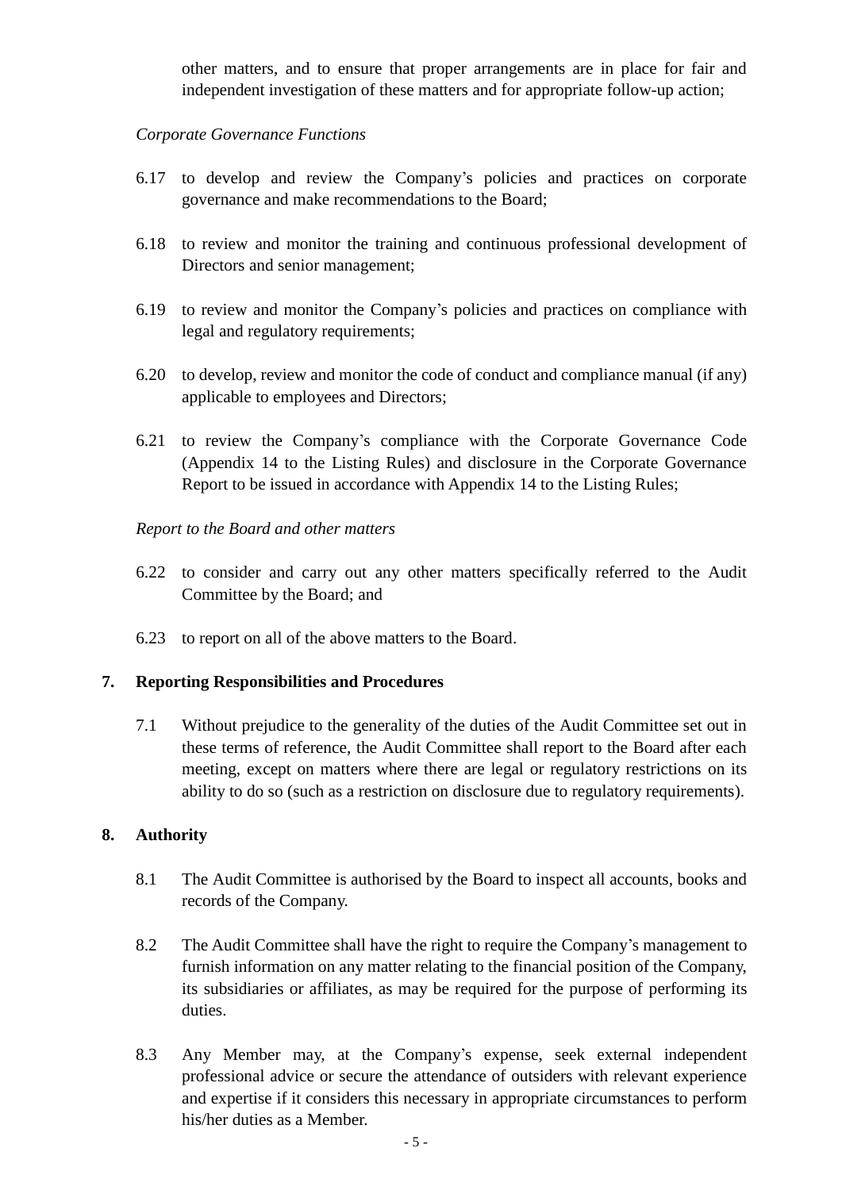other matters, and to ensure that proper arrangements are in place for fair and independent investigation of these matters and for appropriate follow-up action;

*Corporate Governance Functions*

6.17 to develop and review the Company's policies and practices on corporate governance and make recommendations to the Board;

6.18 to review and monitor the training and continuous professional development of Directors and senior management;

6.19 to review and monitor the Company's policies and practices on compliance with legal and regulatory requirements;

6.20 to develop, review and monitor the code of conduct and compliance manual (if any) applicable to employees and Directors;

6.21 to review the Company's compliance with the Corporate Governance Code (Appendix 14 to the Listing Rules) and disclosure in the Corporate Governance Report to be issued in accordance with Appendix 14 to the Listing Rules;

*Report to the Board and other matters*

6.22 to consider and carry out any other matters specifically referred to the Audit Committee by the Board; and

6.23 to report on all of the above matters to the Board.

## 7. Reporting Responsibilities and Procedures

7.1 Without prejudice to the generality of the duties of the Audit Committee set out in these terms of reference, the Audit Committee shall report to the Board after each meeting, except on matters where there are legal or regulatory restrictions on its ability to do so (such as a restriction on disclosure due to regulatory requirements).

## 8. Authority

8.1 The Audit Committee is authorised by the Board to inspect all accounts, books and records of the Company.

8.2 The Audit Committee shall have the right to require the Company's management to furnish information on any matter relating to the financial position of the Company, its subsidiaries or affiliates, as may be required for the purpose of performing its duties.

8.3 Any Member may, at the Company's expense, seek external independent professional advice or secure the attendance of outsiders with relevant experience and expertise if it considers this necessary in appropriate circumstances to perform his/her duties as a Member.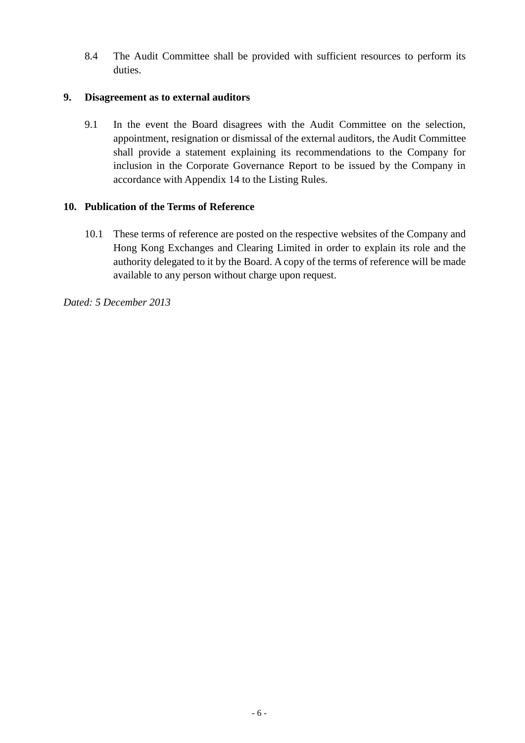8.4 The Audit Committee shall be provided with sufficient resources to perform its duties.

## 9. Disagreement as to external auditors

9.1 In the event the Board disagrees with the Audit Committee on the selection, appointment, resignation or dismissal of the external auditors, the Audit Committee shall provide a statement explaining its recommendations to the Company for inclusion in the Corporate Governance Report to be issued by the Company in accordance with Appendix 14 to the Listing Rules.

## 10. Publication of the Terms of Reference

10.1 These terms of reference are posted on the respective websites of the Company and Hong Kong Exchanges and Clearing Limited in order to explain its role and the authority delegated to it by the Board. A copy of the terms of reference will be made available to any person without charge upon request.

*Dated: 5 December 2013*